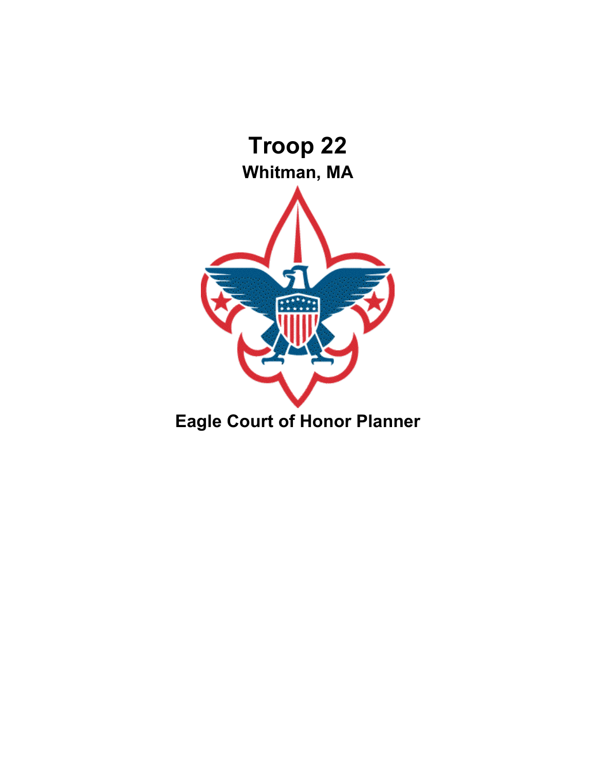# Troop 22

**Whitman, MA**

## Eagle Court of Honor Planner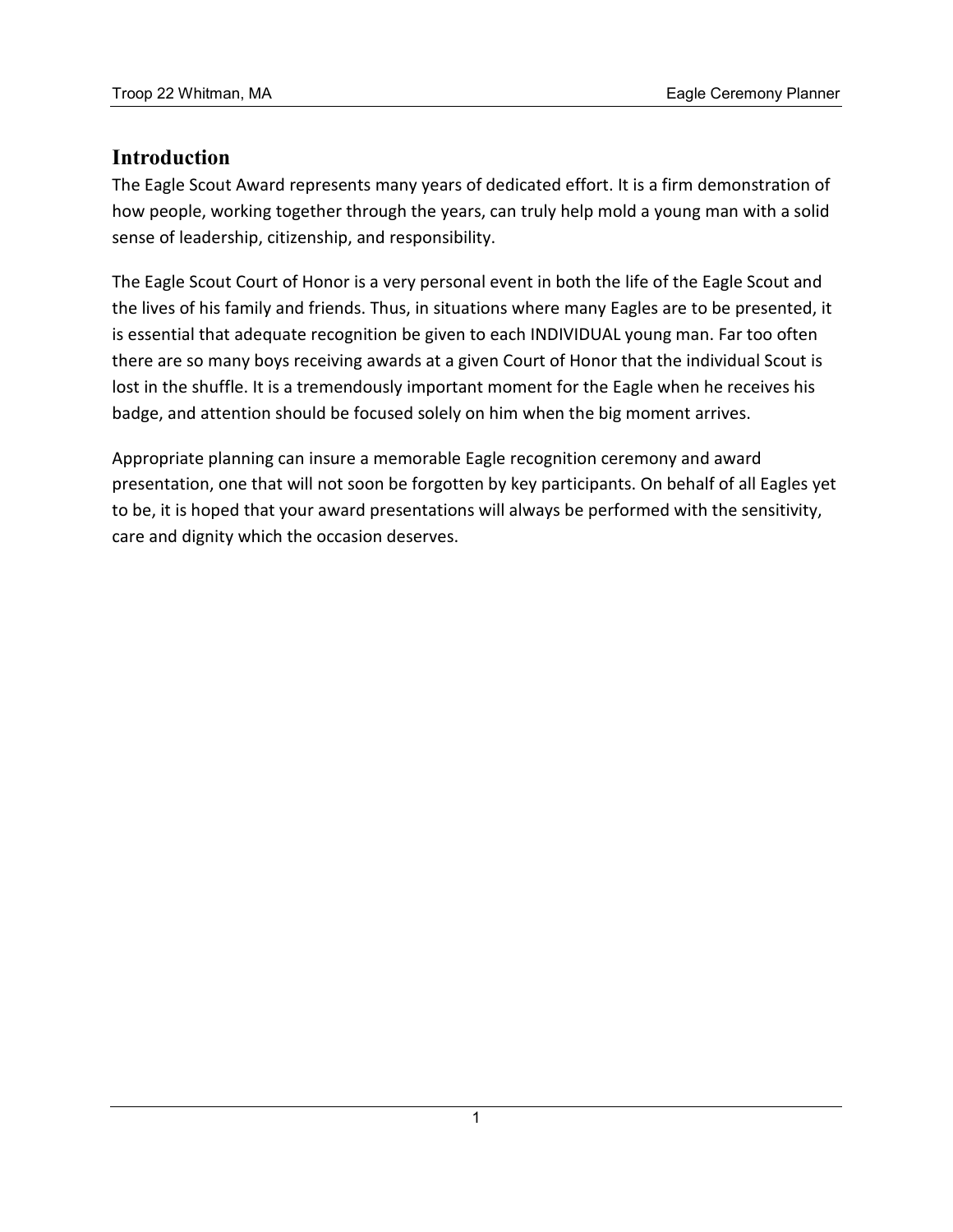## Introduction

The Eagle Scout Award represents many years of dedicated effort. It is a firm demonstration of how people, working together through the years, can truly help mold a young man with a solid sense of leadership, citizenship, and responsibility.

The Eagle Scout Court of Honor is a very personal event in both the life of the Eagle Scout and the lives of his family and friends. Thus, in situations where many Eagles are to be presented, it is essential that adequate recognition be given to each INDIVIDUAL young man. Far too often there are so many boys receiving awards at a given Court of Honor that the individual Scout is lost in the shuffle. It is a tremendously important moment for the Eagle when he receives his badge, and attention should be focused solely on him when the big moment arrives.

Appropriate planning can insure a memorable Eagle recognition ceremony and award presentation, one that will not soon be forgotten by key participants. On behalf of all Eagles yet to be, it is hoped that your award presentations will always be performed with the sensitivity, care and dignity which the occasion deserves.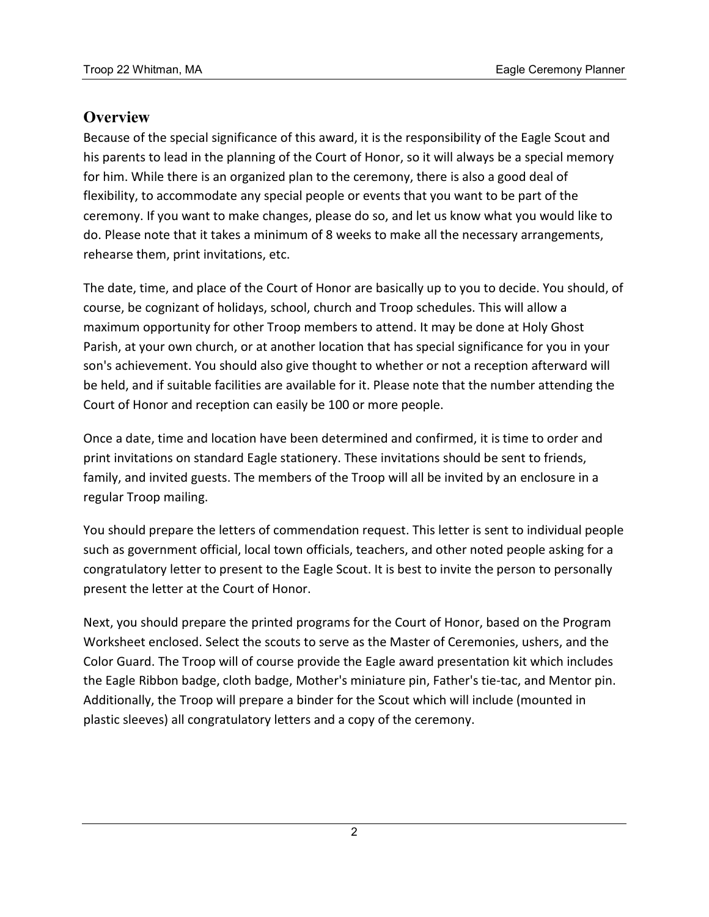## Overview

Because of the special significance of this award, it is the responsibility of the Eagle Scout and his parents to lead in the planning of the Court of Honor, so it will always be a special memory for him. While there is an organized plan to the ceremony, there is also a good deal of flexibility, to accommodate any special people or events that you want to be part of the ceremony. If you want to make changes, please do so, and let us know what you would like to do. Please note that it takes a minimum of 8 weeks to make all the necessary arrangements, rehearse them, print invitations, etc.

The date, time, and place of the Court of Honor are basically up to you to decide. You should, of course, be cognizant of holidays, school, church and Troop schedules. This will allow a maximum opportunity for other Troop members to attend. It may be done at Holy Ghost Parish, at your own church, or at another location that has special significance for you in your son's achievement. You should also give thought to whether or not a reception afterward will be held, and if suitable facilities are available for it. Please note that the number attending the Court of Honor and reception can easily be 100 or more people.

Once a date, time and location have been determined and confirmed, it is time to order and print invitations on standard Eagle stationery. These invitations should be sent to friends, family, and invited guests. The members of the Troop will all be invited by an enclosure in a regular Troop mailing.

You should prepare the letters of commendation request. This letter is sent to individual people such as government official, local town officials, teachers, and other noted people asking for a congratulatory letter to present to the Eagle Scout. It is best to invite the person to personally present the letter at the Court of Honor.

Next, you should prepare the printed programs for the Court of Honor, based on the Program Worksheet enclosed. Select the scouts to serve as the Master of Ceremonies, ushers, and the Color Guard. The Troop will of course provide the Eagle award presentation kit which includes the Eagle Ribbon badge, cloth badge, Mother's miniature pin, Father's tie-tac, and Mentor pin. Additionally, the Troop will prepare a binder for the Scout which will include (mounted in plastic sleeves) all congratulatory letters and a copy of the ceremony.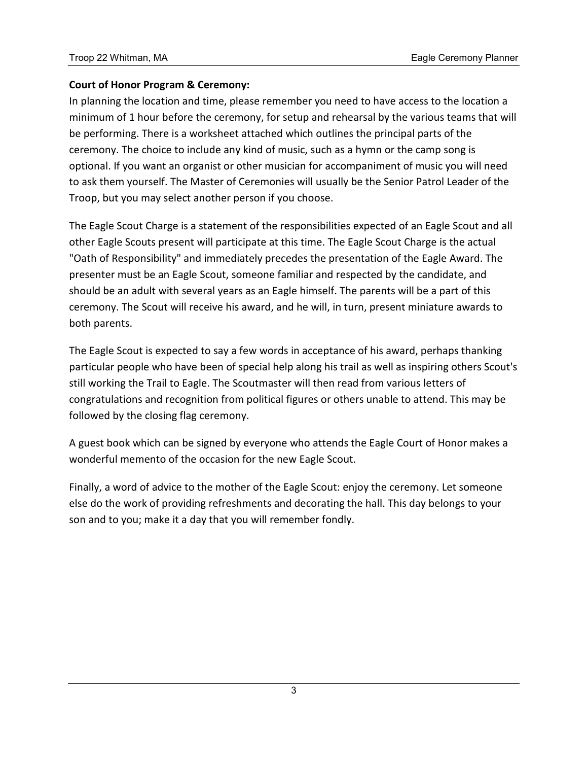**Court of Honor Program & Ceremony:**

In planning the location and time, please remember you need to have access to the location a minimum of 1 hour before the ceremony, for setup and rehearsal by the various teams that will be performing. There is a worksheet attached which outlines the principal parts of the ceremony. The choice to include any kind of music, such as a hymn or the camp song is optional. If you want an organist or other musician for accompaniment of music you will need to ask them yourself. The Master of Ceremonies will usually be the Senior Patrol Leader of the Troop, but you may select another person if you choose.

The Eagle Scout Charge is a statement of the responsibilities expected of an Eagle Scout and all other Eagle Scouts present will participate at this time. The Eagle Scout Charge is the actual "Oath of Responsibility" and immediately precedes the presentation of the Eagle Award. The presenter must be an Eagle Scout, someone familiar and respected by the candidate, and should be an adult with several years as an Eagle himself. The parents will be a part of this ceremony. The Scout will receive his award, and he will, in turn, present miniature awards to both parents.

The Eagle Scout is expected to say a few words in acceptance of his award, perhaps thanking particular people who have been of special help along his trail as well as inspiring others Scout's still working the Trail to Eagle. The Scoutmaster will then read from various letters of congratulations and recognition from political figures or others unable to attend. This may be followed by the closing flag ceremony.

A guest book which can be signed by everyone who attends the Eagle Court of Honor makes a wonderful memento of the occasion for the new Eagle Scout.

Finally, a word of advice to the mother of the Eagle Scout: enjoy the ceremony. Let someone else do the work of providing refreshments and decorating the hall. This day belongs to your son and to you; make it a day that you will remember fondly.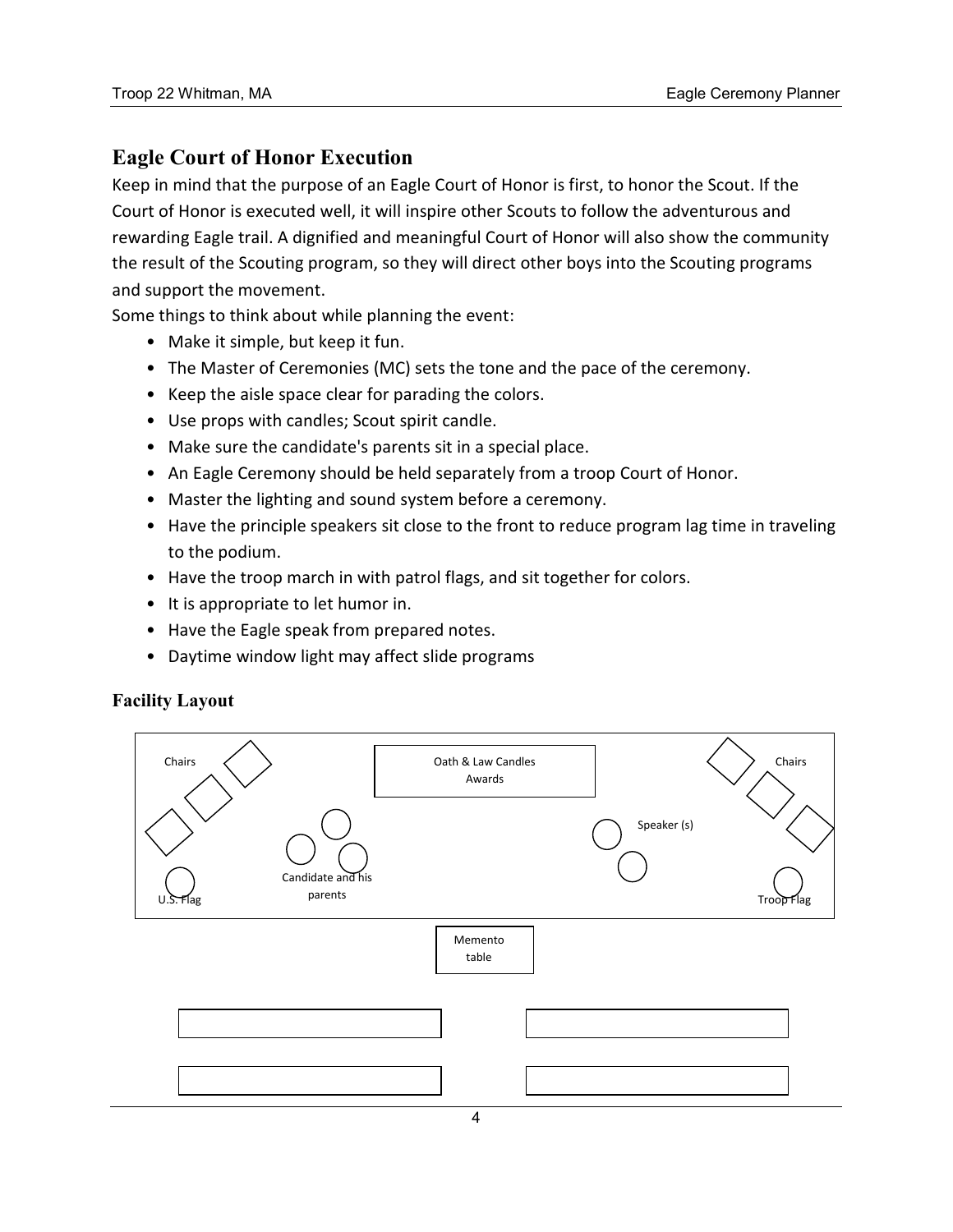## Eagle Court of Honor Execution

Keep in mind that the purpose of an Eagle Court of Honor is first, to honor the Scout. If the Court of Honor is executed well, it will inspire other Scouts to follow the adventurous and rewarding Eagle trail. A dignified and meaningful Court of Honor will also show the community the result of the Scouting program, so they will direct other boys into the Scouting programs and support the movement.

Some things to think about while planning the event:

- Make it simple, but keep it fun.
- The Master of Ceremonies (MC) sets the tone and the pace of the ceremony.
- Keep the aisle space clear for parading the colors.
- Use props with candles; Scout spirit candle.
- Make sure the candidate's parents sit in a special place.
- An Eagle Ceremony should be held separately from a troop Court of Honor.
- Master the lighting and sound system before a ceremony.
- Have the principle speakers sit close to the front to reduce program lag time in traveling to the podium.
- Have the troop march in with patrol flags, and sit together for colors.
- It is appropriate to let humor in.
- Have the Eagle speak from prepared notes.
- Daytime window light may affect slide programs

### Facility Layout

Chairs

Oath & Law Candles
Awards

Chairs

Speaker (s)

Candidate and his parents

U.S. Flag

Troop Flag

Memento table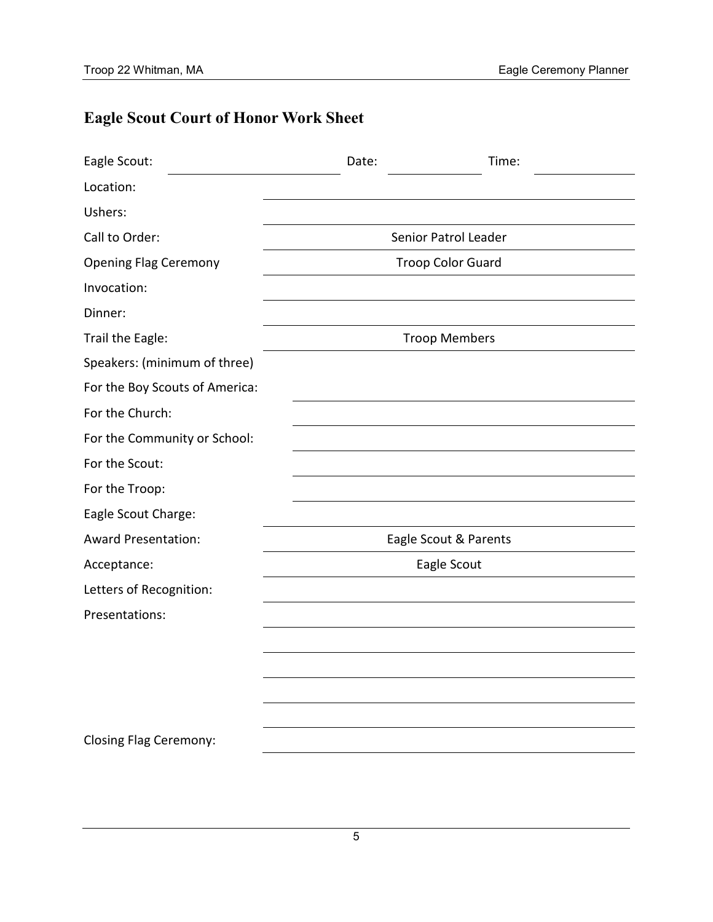## Eagle Scout Court of Honor Work Sheet

Eagle Scout: ____________________ Date: ____________ Time: ____________

Location: ____________________

Ushers: ____________________

Call to Order: Senior Patrol Leader

Opening Flag Ceremony: Troop Color Guard

Invocation: ____________________

Dinner: ____________________

Trail the Eagle: Troop Members

Speakers: (minimum of three)

For the Boy Scouts of America: ____________________

For the Church: ____________________

For the Community or School: ____________________

For the Scout: ____________________

For the Troop: ____________________

Eagle Scout Charge: ____________________

Award Presentation: Eagle Scout & Parents

Acceptance: Eagle Scout

Letters of Recognition: ____________________

Presentations: ____________________

____________________

____________________

____________________

____________________

Closing Flag Ceremony: ____________________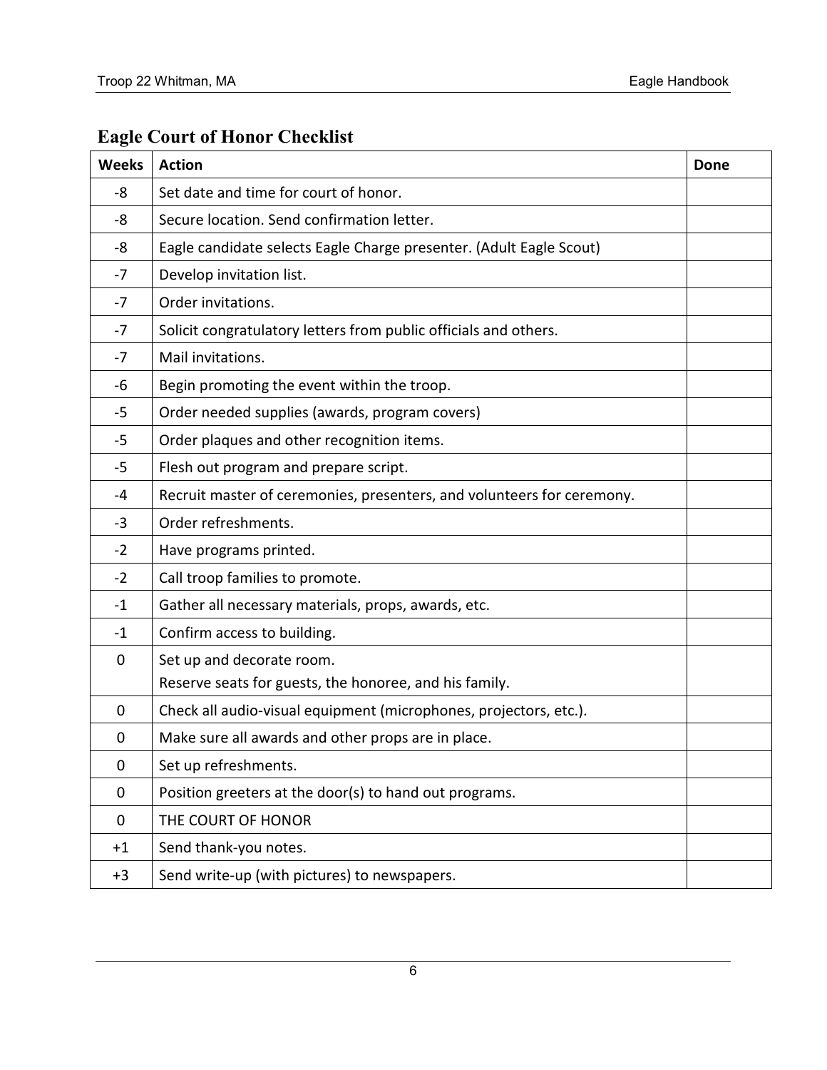## Eagle Court of Honor Checklist

| Weeks | Action | Done |
|---|---|---|
| -8 | Set date and time for court of honor. | |
| -8 | Secure location. Send confirmation letter. | |
| -8 | Eagle candidate selects Eagle Charge presenter. (Adult Eagle Scout) | |
| -7 | Develop invitation list. | |
| -7 | Order invitations. | |
| -7 | Solicit congratulatory letters from public officials and others. | |
| -7 | Mail invitations. | |
| -6 | Begin promoting the event within the troop. | |
| -5 | Order needed supplies (awards, program covers) | |
| -5 | Order plaques and other recognition items. | |
| -5 | Flesh out program and prepare script. | |
| -4 | Recruit master of ceremonies, presenters, and volunteers for ceremony. | |
| -3 | Order refreshments. | |
| -2 | Have programs printed. | |
| -2 | Call troop families to promote. | |
| -1 | Gather all necessary materials, props, awards, etc. | |
| -1 | Confirm access to building. | |
| 0 | Set up and decorate room.<br>Reserve seats for guests, the honoree, and his family. | |
| 0 | Check all audio-visual equipment (microphones, projectors, etc.). | |
| 0 | Make sure all awards and other props are in place. | |
| 0 | Set up refreshments. | |
| 0 | Position greeters at the door(s) to hand out programs. | |
| 0 | THE COURT OF HONOR | |
| +1 | Send thank-you notes. | |
| +3 | Send write-up (with pictures) to newspapers. | |